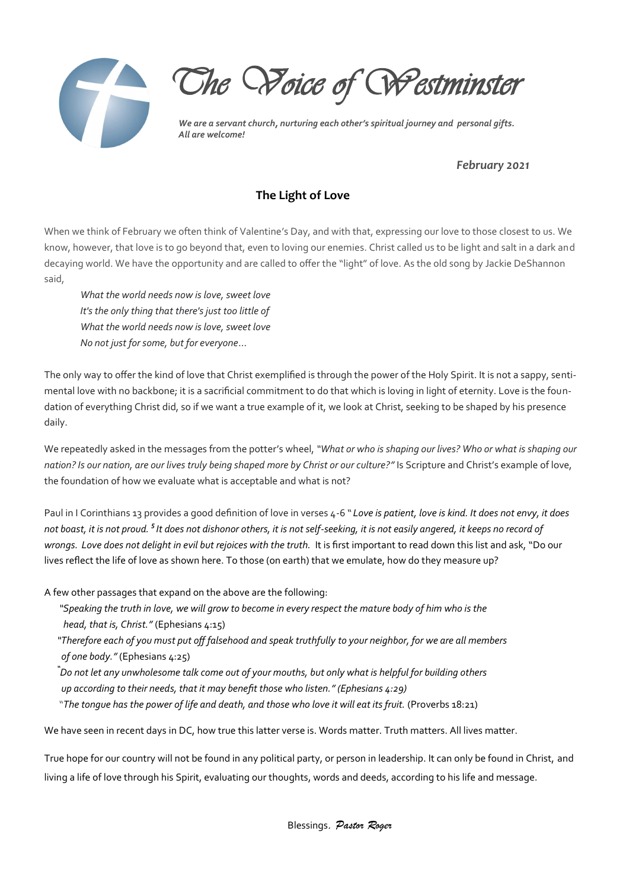# The Voice of Westminster

***We are a servant church, nurturing each other's spiritual journey and personal gifts. All are welcome!***

***February 2021***

## The Light of Love

When we think of February we often think of Valentine's Day, and with that, expressing our love to those closest to us. We know, however, that love is to go beyond that, even to loving our enemies. Christ called us to be light and salt in a dark and decaying world. We have the opportunity and are called to offer the "light" of love. As the old song by Jackie DeShannon said,

*What the world needs now is love, sweet love*
*It's the only thing that there's just too little of*
*What the world needs now is love, sweet love*
*No not just for some, but for everyone…*

The only way to offer the kind of love that Christ exemplified is through the power of the Holy Spirit. It is not a sappy, sentimental love with no backbone; it is a sacrificial commitment to do that which is loving in light of eternity. Love is the foundation of everything Christ did, so if we want a true example of it, we look at Christ, seeking to be shaped by his presence daily.

We repeatedly asked in the messages from the potter's wheel, *"What or who is shaping our lives? Who or what is shaping our nation? Is our nation, are our lives truly being shaped more by Christ or our culture?"* Is Scripture and Christ's example of love, the foundation of how we evaluate what is acceptable and what is not?

Paul in I Corinthians 13 provides a good definition of love in verses 4-6 " ***Love is patient, love is kind. It does not envy, it does not boast, it is not proud. [5] It does not dishonor others, it is not self-seeking, it is not easily angered, it keeps no record of wrongs. Love does not delight in evil but rejoices with the truth.*** It is first important to read down this list and ask, "Do our lives reflect the life of love as shown here. To those (on earth) that we emulate, how do they measure up?

A few other passages that expand on the above are the following:

*"Speaking the truth in love, we will grow to become in every respect the mature body of him who is the head, that is, Christ."* (Ephesians 4:15)

*"Therefore each of you must put off falsehood and speak truthfully to your neighbor, for we are all members of one body."* (Ephesians 4:25)

*"Do not let any unwholesome talk come out of your mouths, but only what is helpful for building others up according to their needs, that it may benefit those who listen." (Ephesians 4:29)*

"*The tongue has the power of life and death, and those who love it will eat its fruit.* (Proverbs 18:21)

We have seen in recent days in DC, how true this latter verse is. Words matter. Truth matters. All lives matter.

True hope for our country will not be found in any political party, or person in leadership. It can only be found in Christ, and living a life of love through his Spirit, evaluating our thoughts, words and deeds, according to his life and message.

Blessings, *Pastor Roger*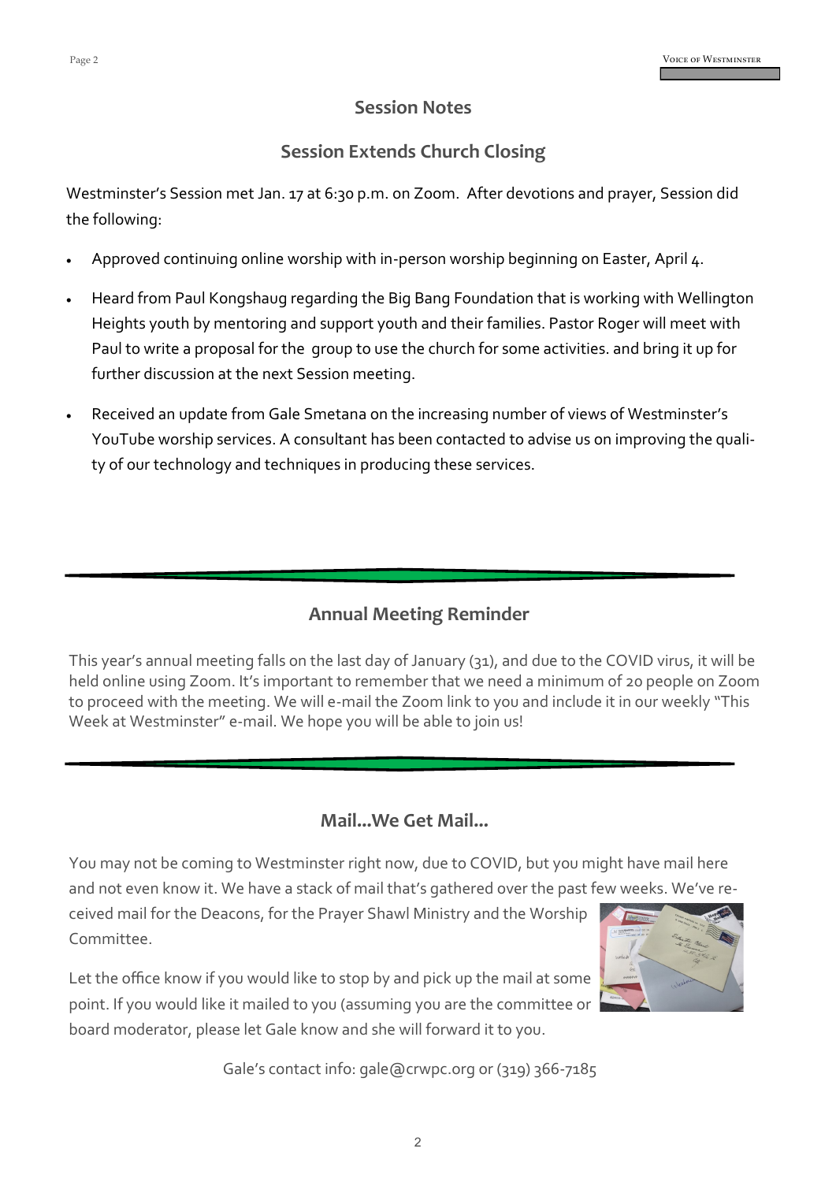## Session Notes

### Session Extends Church Closing

Westminster's Session met Jan. 17 at 6:30 p.m. on Zoom. After devotions and prayer, Session did the following:

- Approved continuing online worship with in-person worship beginning on Easter, April 4.
- Heard from Paul Kongshaug regarding the Big Bang Foundation that is working with Wellington Heights youth by mentoring and support youth and their families. Pastor Roger will meet with Paul to write a proposal for the group to use the church for some activities. and bring it up for further discussion at the next Session meeting.
- Received an update from Gale Smetana on the increasing number of views of Westminster's YouTube worship services. A consultant has been contacted to advise us on improving the quality of our technology and techniques in producing these services.

## Annual Meeting Reminder

This year's annual meeting falls on the last day of January (31), and due to the COVID virus, it will be held online using Zoom. It's important to remember that we need a minimum of 20 people on Zoom to proceed with the meeting. We will e-mail the Zoom link to you and include it in our weekly "This Week at Westminster" e-mail. We hope you will be able to join us!

## Mail...We Get Mail...

You may not be coming to Westminster right now, due to COVID, but you might have mail here and not even know it. We have a stack of mail that's gathered over the past few weeks. We've received mail for the Deacons, for the Prayer Shawl Ministry and the Worship Committee.

Let the office know if you would like to stop by and pick up the mail at some point. If you would like it mailed to you (assuming you are the committee or board moderator, please let Gale know and she will forward it to you.

Gale's contact info: gale@crwpc.org or (319) 366-7185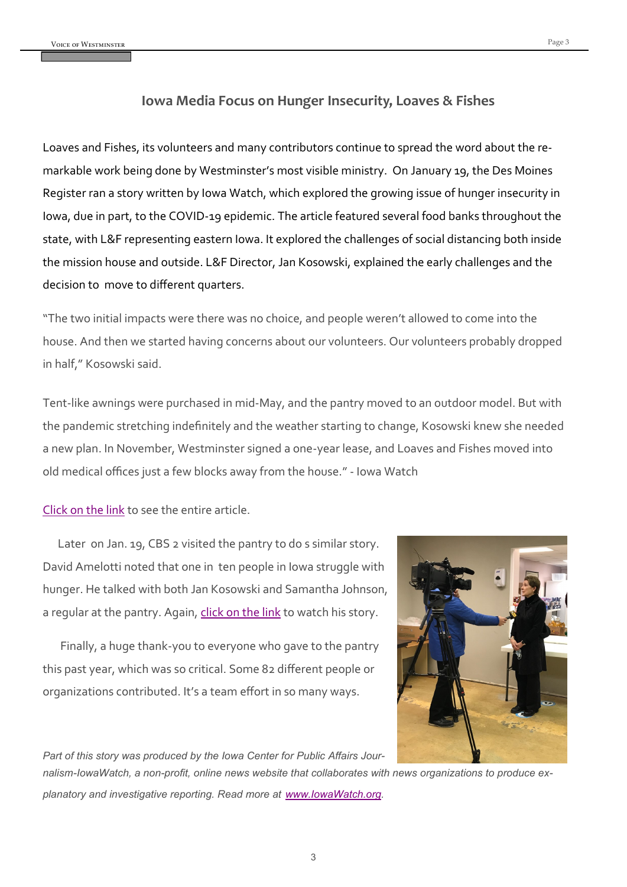## Iowa Media Focus on Hunger Insecurity, Loaves & Fishes

Loaves and Fishes, its volunteers and many contributors continue to spread the word about the remarkable work being done by Westminster's most visible ministry. On January 19, the Des Moines Register ran a story written by Iowa Watch, which explored the growing issue of hunger insecurity in Iowa, due in part, to the COVID-19 epidemic. The article featured several food banks throughout the state, with L&F representing eastern Iowa. It explored the challenges of social distancing both inside the mission house and outside. L&F Director, Jan Kosowski, explained the early challenges and the decision to move to different quarters.

"The two initial impacts were there was no choice, and people weren't allowed to come into the house. And then we started having concerns about our volunteers. Our volunteers probably dropped in half," Kosowski said.

Tent-like awnings were purchased in mid-May, and the pantry moved to an outdoor model. But with the pandemic stretching indefinitely and the weather starting to change, Kosowski knew she needed a new plan. In November, Westminster signed a one-year lease, and Loaves and Fishes moved into old medical offices just a few blocks away from the house." - Iowa Watch

Click on the link to see the entire article.

Later on Jan. 19, CBS 2 visited the pantry to do s similar story. David Amelotti noted that one in ten people in Iowa struggle with hunger. He talked with both Jan Kosowski and Samantha Johnson, a regular at the pantry. Again, click on the link to watch his story.

Finally, a huge thank-you to everyone who gave to the pantry this past year, which was so critical. Some 82 different people or organizations contributed. It's a team effort in so many ways.

*Part of this story was produced by the Iowa Center for Public Affairs Journalism-IowaWatch, a non-profit, online news website that collaborates with news organizations to produce explanatory and investigative reporting. Read more at www.IowaWatch.org.*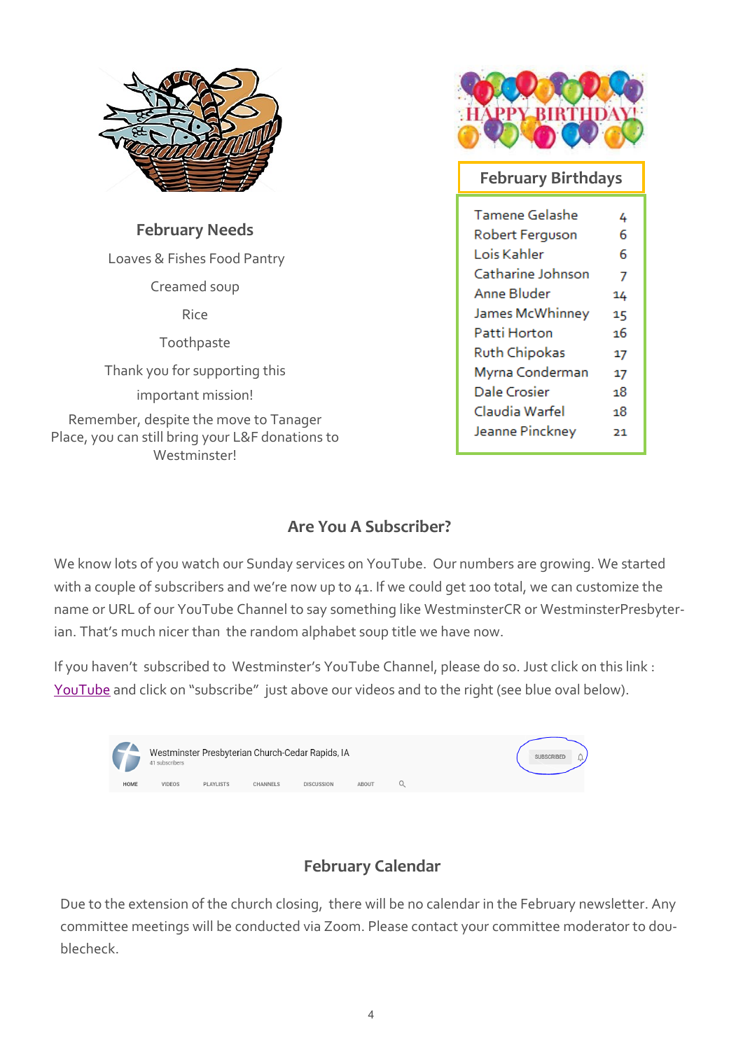## February Needs

Loaves & Fishes Food Pantry

Creamed soup

Rice

Toothpaste

Thank you for supporting this important mission!

Remember, despite the move to Tanager Place, you can still bring your L&F donations to Westminster!

## February Birthdays

| Name | Date |
| --- | --- |
| Tamene Gelashe | 4 |
| Robert Ferguson | 6 |
| Lois Kahler | 6 |
| Catharine Johnson | 7 |
| Anne Bluder | 14 |
| James McWhinney | 15 |
| Patti Horton | 16 |
| Ruth Chipokas | 17 |
| Myrna Conderman | 17 |
| Dale Crosier | 18 |
| Claudia Warfel | 18 |
| Jeanne Pinckney | 21 |

## Are You A Subscriber?

We know lots of you watch our Sunday services on YouTube. Our numbers are growing. We started with a couple of subscribers and we're now up to 41. If we could get 100 total, we can customize the name or URL of our YouTube Channel to say something like WestminsterCR or WestminsterPresbyterian. That's much nicer than the random alphabet soup title we have now.

If you haven't subscribed to Westminster's YouTube Channel, please do so. Just click on this link : [YouTube]() and click on "subscribe" just above our videos and to the right (see blue oval below).

Westminster Presbyterian Church-Cedar Rapids, IA
41 subscribers

HOME VIDEOS PLAYLISTS CHANNELS DISCUSSION ABOUT

SUBSCRIBED

## February Calendar

Due to the extension of the church closing, there will be no calendar in the February newsletter. Any committee meetings will be conducted via Zoom. Please contact your committee moderator to doublecheck.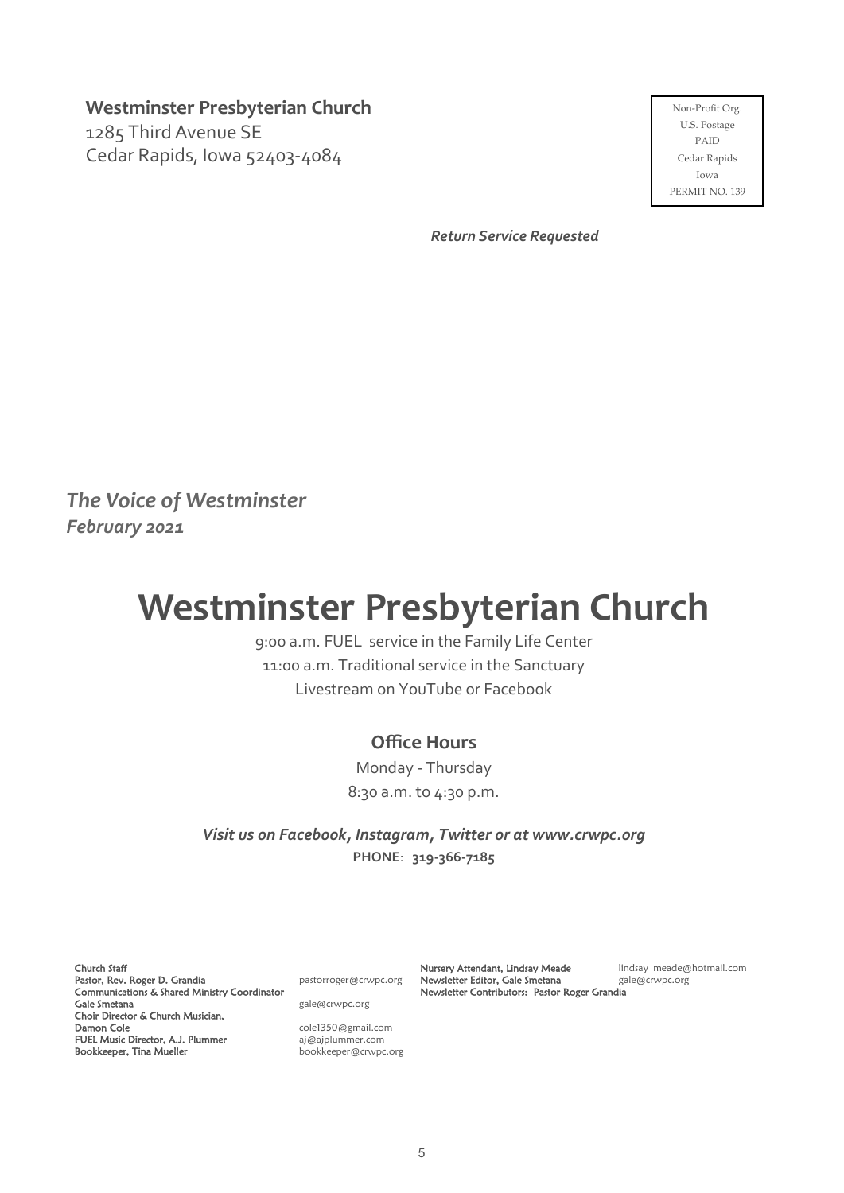**Westminster Presbyterian Church**
1285 Third Avenue SE
Cedar Rapids, Iowa 52403-4084

Non-Profit Org.
U.S. Postage
PAID
Cedar Rapids
Iowa
PERMIT NO. 139

***Return Service Requested***

***The Voice of Westminster***
***February 2021***

# Westminster Presbyterian Church

9:00 a.m. FUEL service in the Family Life Center
11:00 a.m. Traditional service in the Sanctuary
Livestream on YouTube or Facebook

### Office Hours

Monday - Thursday
8:30 a.m. to 4:30 p.m.

***Visit us on Facebook, Instagram, Twitter or at www.crwpc.org***
**PHONE**: **319-366-7185**

Church Staff
Pastor, Rev. Roger D. Grandia — pastorroger@crwpc.org
Communications & Shared Ministry Coordinator
Gale Smetana — gale@crwpc.org
Choir Director & Church Musician,
Damon Cole — cole1350@gmail.com
FUEL Music Director, A.J. Plummer — aj@ajplummer.com
Bookkeeper, Tina Mueller — bookkeeper@crwpc.org

Nursery Attendant, Lindsay Meade — lindsay_meade@hotmail.com
Newsletter Editor, Gale Smetana — gale@crwpc.org
Newsletter Contributors: Pastor Roger Grandia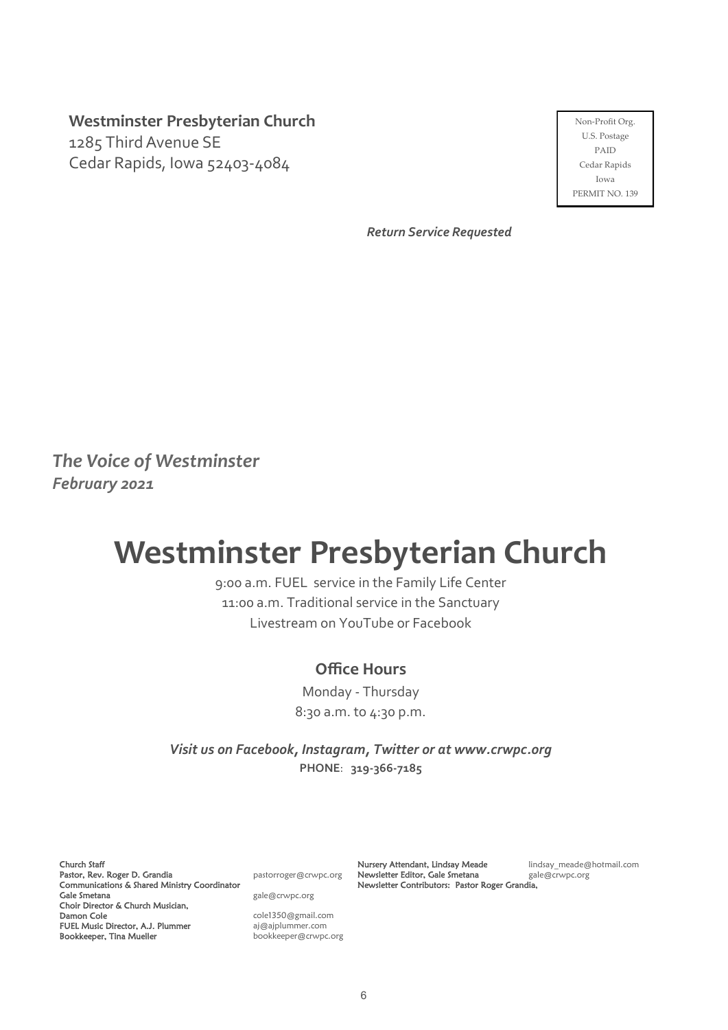**Westminster Presbyterian Church**
1285 Third Avenue SE
Cedar Rapids, Iowa 52403-4084

Non-Profit Org.
U.S. Postage
PAID
Cedar Rapids
Iowa
PERMIT NO. 139

***Return Service Requested***

***The Voice of Westminster***
***February 2021***

# Westminster Presbyterian Church

9:00 a.m. FUEL service in the Family Life Center
11:00 a.m. Traditional service in the Sanctuary
Livestream on YouTube or Facebook

## Office Hours

Monday - Thursday
8:30 a.m. to 4:30 p.m.

***Visit us on Facebook, Instagram, Twitter or at www.crwpc.org***
**PHONE**: **319-366-7185**

Church Staff
Pastor, Rev. Roger D. Grandia — pastorroger@crwpc.org
Communications & Shared Ministry Coordinator
Gale Smetana — gale@crwpc.org
Choir Director & Church Musician,
Damon Cole — cole1350@gmail.com
FUEL Music Director, A.J. Plummer — aj@ajplummer.com
Bookkeeper, Tina Mueller — bookkeeper@crwpc.org

Nursery Attendant, Lindsay Meade — lindsay_meade@hotmail.com
Newsletter Editor, Gale Smetana — gale@crwpc.org
Newsletter Contributors: Pastor Roger Grandia,